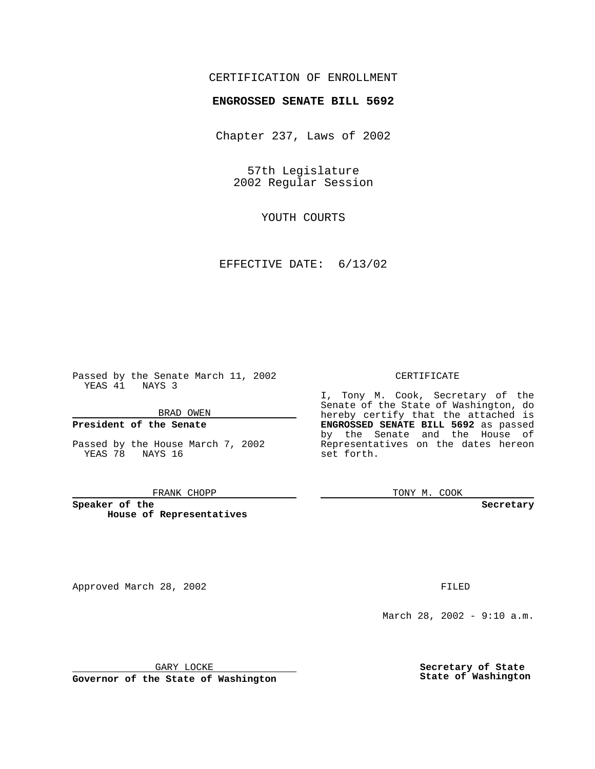CERTIFICATION OF ENROLLMENT

**ENGROSSED SENATE BILL 5692**

Chapter 237, Laws of 2002

57th Legislature
2002 Regular Session

YOUTH COURTS

EFFECTIVE DATE: 6/13/02

Passed by the Senate March 11, 2002
YEAS 41 NAYS 3

BRAD OWEN

**President of the Senate**

Passed by the House March 7, 2002
YEAS 78 NAYS 16

FRANK CHOPP

**Speaker of the House of Representatives**

CERTIFICATE

I, Tony M. Cook, Secretary of the Senate of the State of Washington, do hereby certify that the attached is **ENGROSSED SENATE BILL 5692** as passed by the Senate and the House of Representatives on the dates hereon set forth.

TONY M. COOK

**Secretary**

Approved March 28, 2002

GARY LOCKE

**Governor of the State of Washington**

FILED

March 28, 2002 - 9:10 a.m.

**Secretary of State**
**State of Washington**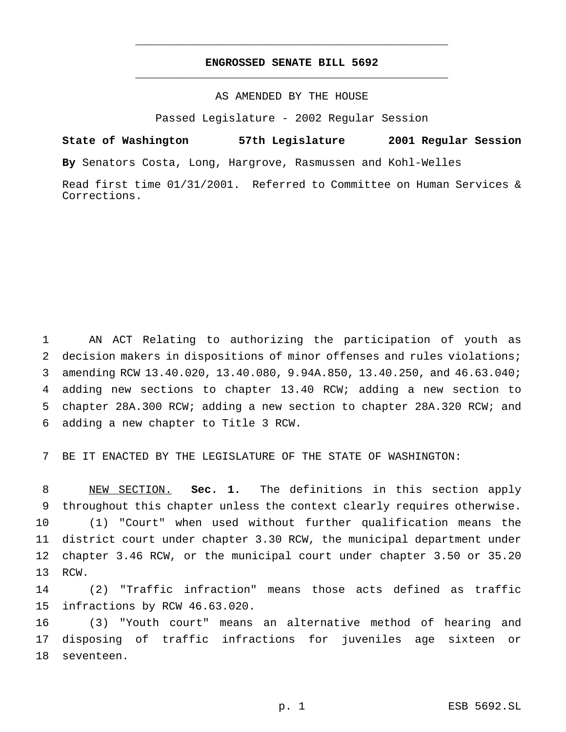# ENGROSSED SENATE BILL 5692

AS AMENDED BY THE HOUSE

Passed Legislature - 2002 Regular Session

**State of Washington 57th Legislature 2001 Regular Session**

**By** Senators Costa, Long, Hargrove, Rasmussen and Kohl-Welles

Read first time 01/31/2001. Referred to Committee on Human Services & Corrections.

AN ACT Relating to authorizing the participation of youth as decision makers in dispositions of minor offenses and rules violations; amending RCW 13.40.020, 13.40.080, 9.94A.850, 13.40.250, and 46.63.040; adding new sections to chapter 13.40 RCW; adding a new section to chapter 28A.300 RCW; adding a new section to chapter 28A.320 RCW; and adding a new chapter to Title 3 RCW.

BE IT ENACTED BY THE LEGISLATURE OF THE STATE OF WASHINGTON:

NEW SECTION. **Sec. 1.** The definitions in this section apply throughout this chapter unless the context clearly requires otherwise.

(1) "Court" when used without further qualification means the district court under chapter 3.30 RCW, the municipal department under chapter 3.46 RCW, or the municipal court under chapter 3.50 or 35.20 RCW.

(2) "Traffic infraction" means those acts defined as traffic infractions by RCW 46.63.020.

(3) "Youth court" means an alternative method of hearing and disposing of traffic infractions for juveniles age sixteen or seventeen.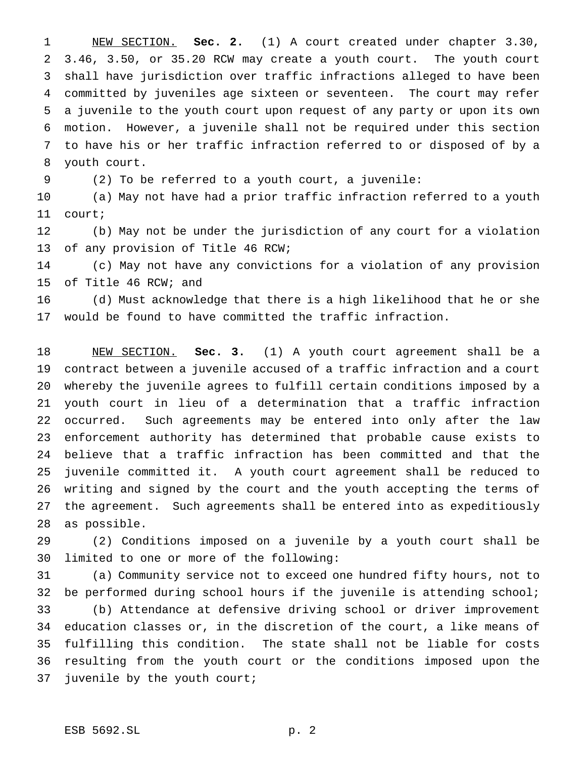NEW SECTION. **Sec. 2.** (1) A court created under chapter 3.30, 3.46, 3.50, or 35.20 RCW may create a youth court. The youth court shall have jurisdiction over traffic infractions alleged to have been committed by juveniles age sixteen or seventeen. The court may refer a juvenile to the youth court upon request of any party or upon its own motion. However, a juvenile shall not be required under this section to have his or her traffic infraction referred to or disposed of by a youth court.

(2) To be referred to a youth court, a juvenile:

(a) May not have had a prior traffic infraction referred to a youth court;

(b) May not be under the jurisdiction of any court for a violation of any provision of Title 46 RCW;

(c) May not have any convictions for a violation of any provision of Title 46 RCW; and

(d) Must acknowledge that there is a high likelihood that he or she would be found to have committed the traffic infraction.

NEW SECTION. **Sec. 3.** (1) A youth court agreement shall be a contract between a juvenile accused of a traffic infraction and a court whereby the juvenile agrees to fulfill certain conditions imposed by a youth court in lieu of a determination that a traffic infraction occurred. Such agreements may be entered into only after the law enforcement authority has determined that probable cause exists to believe that a traffic infraction has been committed and that the juvenile committed it. A youth court agreement shall be reduced to writing and signed by the court and the youth accepting the terms of the agreement. Such agreements shall be entered into as expeditiously as possible.

(2) Conditions imposed on a juvenile by a youth court shall be limited to one or more of the following:

(a) Community service not to exceed one hundred fifty hours, not to be performed during school hours if the juvenile is attending school;

(b) Attendance at defensive driving school or driver improvement education classes or, in the discretion of the court, a like means of fulfilling this condition. The state shall not be liable for costs resulting from the youth court or the conditions imposed upon the juvenile by the youth court;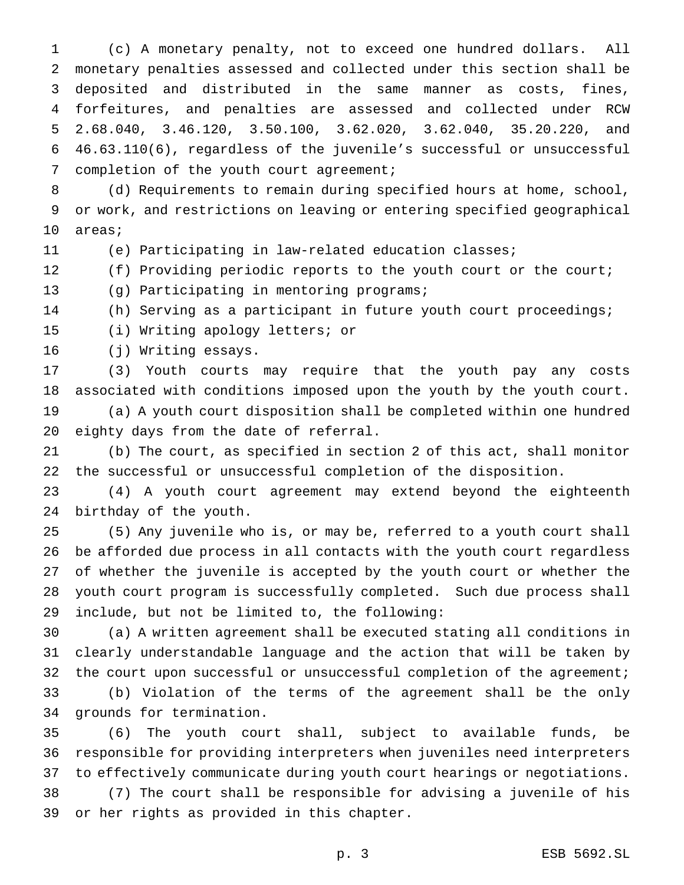(c) A monetary penalty, not to exceed one hundred dollars. All monetary penalties assessed and collected under this section shall be deposited and distributed in the same manner as costs, fines, forfeitures, and penalties are assessed and collected under RCW 2.68.040, 3.46.120, 3.50.100, 3.62.020, 3.62.040, 35.20.220, and 46.63.110(6), regardless of the juvenile's successful or unsuccessful completion of the youth court agreement;

(d) Requirements to remain during specified hours at home, school, or work, and restrictions on leaving or entering specified geographical areas;

(e) Participating in law-related education classes;

(f) Providing periodic reports to the youth court or the court;

(g) Participating in mentoring programs;

(h) Serving as a participant in future youth court proceedings;

(i) Writing apology letters; or

(j) Writing essays.

(3) Youth courts may require that the youth pay any costs associated with conditions imposed upon the youth by the youth court.

(a) A youth court disposition shall be completed within one hundred eighty days from the date of referral.

(b) The court, as specified in section 2 of this act, shall monitor the successful or unsuccessful completion of the disposition.

(4) A youth court agreement may extend beyond the eighteenth birthday of the youth.

(5) Any juvenile who is, or may be, referred to a youth court shall be afforded due process in all contacts with the youth court regardless of whether the juvenile is accepted by the youth court or whether the youth court program is successfully completed. Such due process shall include, but not be limited to, the following:

(a) A written agreement shall be executed stating all conditions in clearly understandable language and the action that will be taken by the court upon successful or unsuccessful completion of the agreement;

(b) Violation of the terms of the agreement shall be the only grounds for termination.

(6) The youth court shall, subject to available funds, be responsible for providing interpreters when juveniles need interpreters to effectively communicate during youth court hearings or negotiations.

(7) The court shall be responsible for advising a juvenile of his or her rights as provided in this chapter.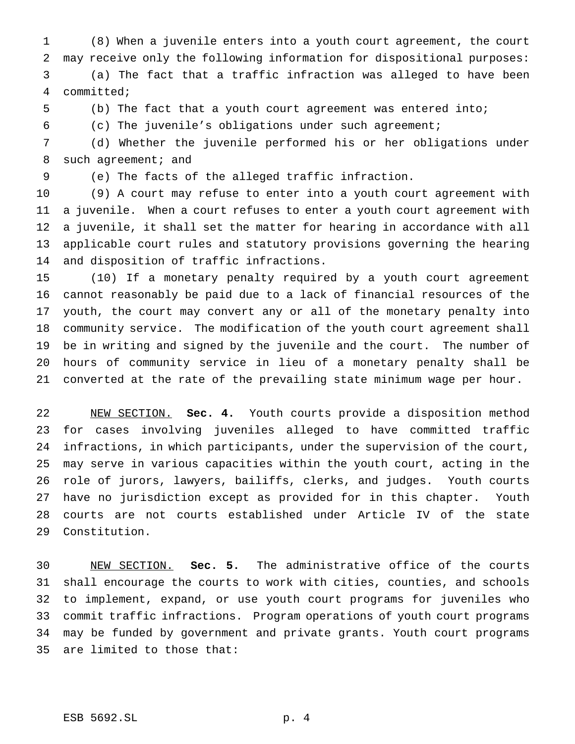(8) When a juvenile enters into a youth court agreement, the court may receive only the following information for dispositional purposes:

(a) The fact that a traffic infraction was alleged to have been committed;

(b) The fact that a youth court agreement was entered into;

(c) The juvenile's obligations under such agreement;

(d) Whether the juvenile performed his or her obligations under such agreement; and

(e) The facts of the alleged traffic infraction.

(9) A court may refuse to enter into a youth court agreement with a juvenile. When a court refuses to enter a youth court agreement with a juvenile, it shall set the matter for hearing in accordance with all applicable court rules and statutory provisions governing the hearing and disposition of traffic infractions.

(10) If a monetary penalty required by a youth court agreement cannot reasonably be paid due to a lack of financial resources of the youth, the court may convert any or all of the monetary penalty into community service. The modification of the youth court agreement shall be in writing and signed by the juvenile and the court. The number of hours of community service in lieu of a monetary penalty shall be converted at the rate of the prevailing state minimum wage per hour.

NEW SECTION. **Sec. 4.** Youth courts provide a disposition method for cases involving juveniles alleged to have committed traffic infractions, in which participants, under the supervision of the court, may serve in various capacities within the youth court, acting in the role of jurors, lawyers, bailiffs, clerks, and judges. Youth courts have no jurisdiction except as provided for in this chapter. Youth courts are not courts established under Article IV of the state Constitution.

NEW SECTION. **Sec. 5.** The administrative office of the courts shall encourage the courts to work with cities, counties, and schools to implement, expand, or use youth court programs for juveniles who commit traffic infractions. Program operations of youth court programs may be funded by government and private grants. Youth court programs are limited to those that: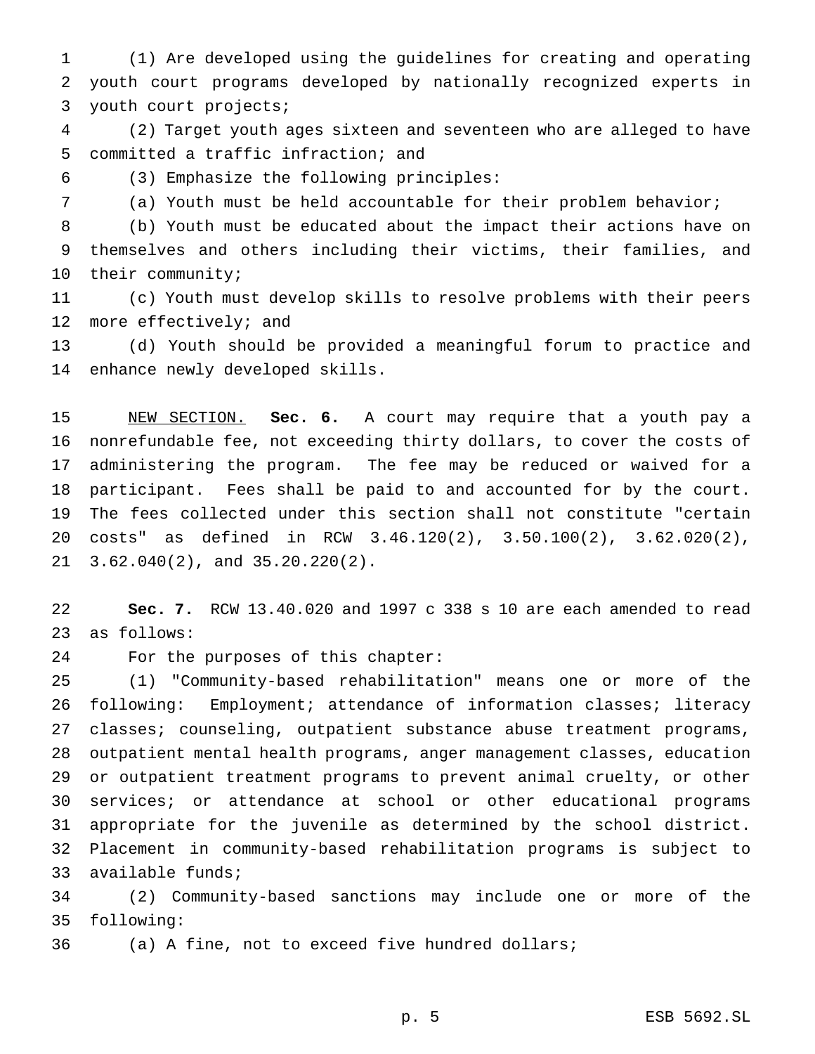(1) Are developed using the guidelines for creating and operating youth court programs developed by nationally recognized experts in youth court projects;

(2) Target youth ages sixteen and seventeen who are alleged to have committed a traffic infraction; and

(3) Emphasize the following principles:

(a) Youth must be held accountable for their problem behavior;

(b) Youth must be educated about the impact their actions have on themselves and others including their victims, their families, and their community;

(c) Youth must develop skills to resolve problems with their peers more effectively; and

(d) Youth should be provided a meaningful forum to practice and enhance newly developed skills.

NEW SECTION. **Sec. 6.** A court may require that a youth pay a nonrefundable fee, not exceeding thirty dollars, to cover the costs of administering the program. The fee may be reduced or waived for a participant. Fees shall be paid to and accounted for by the court. The fees collected under this section shall not constitute "certain costs" as defined in RCW 3.46.120(2), 3.50.100(2), 3.62.020(2), 3.62.040(2), and 35.20.220(2).

**Sec. 7.** RCW 13.40.020 and 1997 c 338 s 10 are each amended to read as follows:

For the purposes of this chapter:

(1) "Community-based rehabilitation" means one or more of the following: Employment; attendance of information classes; literacy classes; counseling, outpatient substance abuse treatment programs, outpatient mental health programs, anger management classes, education or outpatient treatment programs to prevent animal cruelty, or other services; or attendance at school or other educational programs appropriate for the juvenile as determined by the school district. Placement in community-based rehabilitation programs is subject to available funds;

(2) Community-based sanctions may include one or more of the following:

(a) A fine, not to exceed five hundred dollars;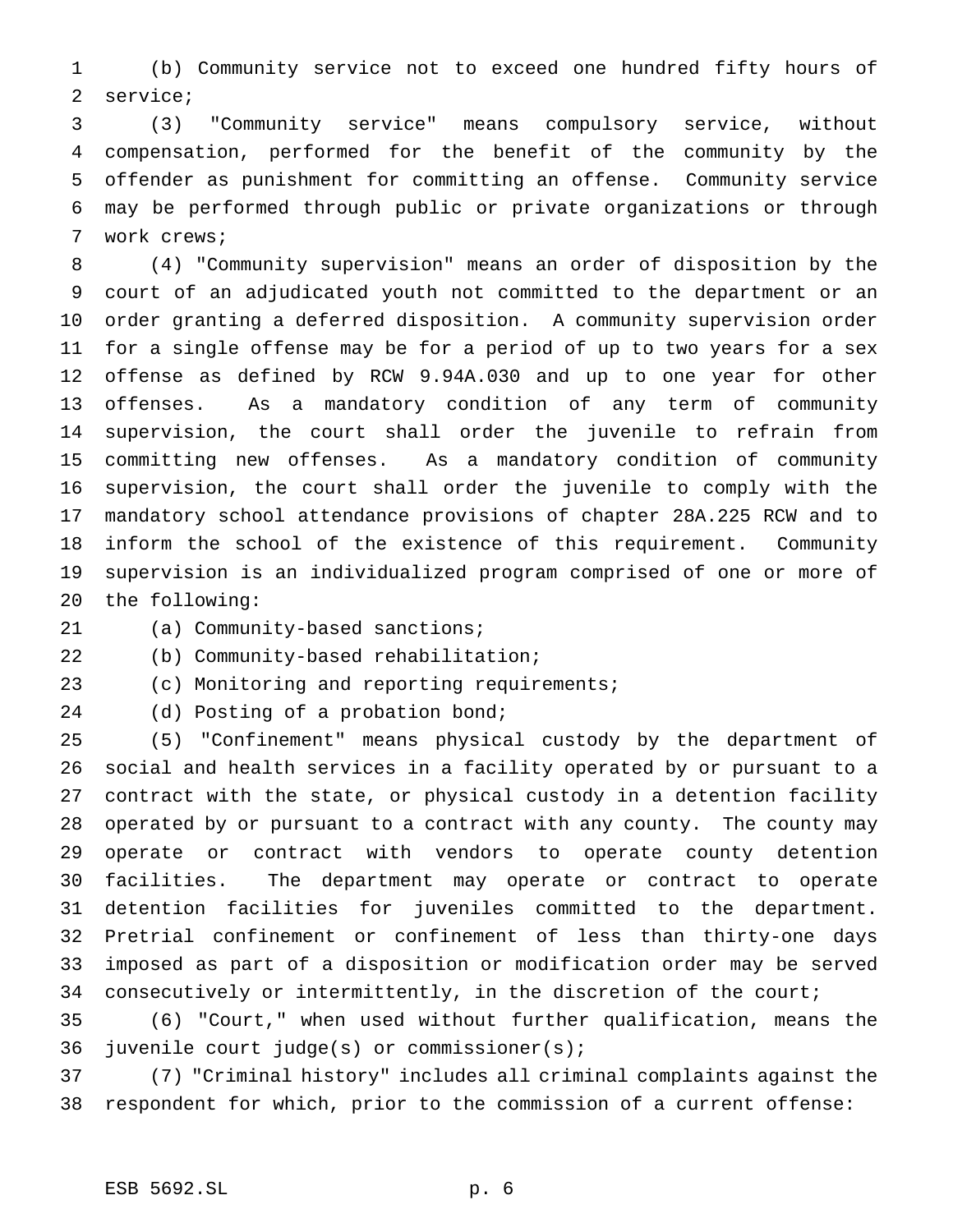(b) Community service not to exceed one hundred fifty hours of service;

(3) "Community service" means compulsory service, without compensation, performed for the benefit of the community by the offender as punishment for committing an offense. Community service may be performed through public or private organizations or through work crews;

(4) "Community supervision" means an order of disposition by the court of an adjudicated youth not committed to the department or an order granting a deferred disposition. A community supervision order for a single offense may be for a period of up to two years for a sex offense as defined by RCW 9.94A.030 and up to one year for other offenses. As a mandatory condition of any term of community supervision, the court shall order the juvenile to refrain from committing new offenses. As a mandatory condition of community supervision, the court shall order the juvenile to comply with the mandatory school attendance provisions of chapter 28A.225 RCW and to inform the school of the existence of this requirement. Community supervision is an individualized program comprised of one or more of the following:

(a) Community-based sanctions;

(b) Community-based rehabilitation;

(c) Monitoring and reporting requirements;

(d) Posting of a probation bond;

(5) "Confinement" means physical custody by the department of social and health services in a facility operated by or pursuant to a contract with the state, or physical custody in a detention facility operated by or pursuant to a contract with any county. The county may operate or contract with vendors to operate county detention facilities. The department may operate or contract to operate detention facilities for juveniles committed to the department. Pretrial confinement or confinement of less than thirty-one days imposed as part of a disposition or modification order may be served consecutively or intermittently, in the discretion of the court;

(6) "Court," when used without further qualification, means the juvenile court judge(s) or commissioner(s);

(7) "Criminal history" includes all criminal complaints against the respondent for which, prior to the commission of a current offense: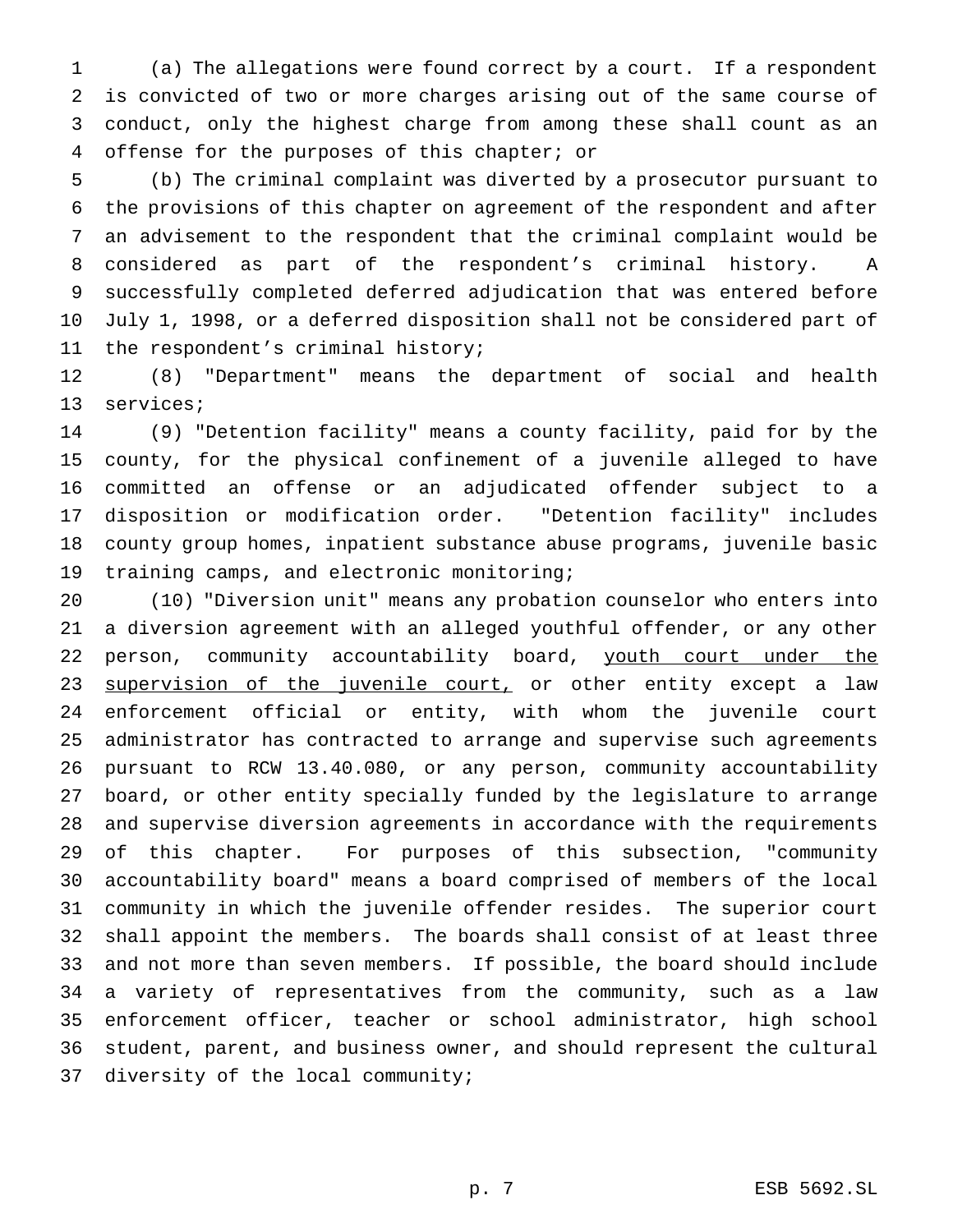(a) The allegations were found correct by a court. If a respondent is convicted of two or more charges arising out of the same course of conduct, only the highest charge from among these shall count as an offense for the purposes of this chapter; or

(b) The criminal complaint was diverted by a prosecutor pursuant to the provisions of this chapter on agreement of the respondent and after an advisement to the respondent that the criminal complaint would be considered as part of the respondent's criminal history. A successfully completed deferred adjudication that was entered before July 1, 1998, or a deferred disposition shall not be considered part of the respondent's criminal history;

(8) "Department" means the department of social and health services;

(9) "Detention facility" means a county facility, paid for by the county, for the physical confinement of a juvenile alleged to have committed an offense or an adjudicated offender subject to a disposition or modification order. "Detention facility" includes county group homes, inpatient substance abuse programs, juvenile basic training camps, and electronic monitoring;

(10) "Diversion unit" means any probation counselor who enters into a diversion agreement with an alleged youthful offender, or any other person, community accountability board, <u>youth court under the supervision of the juvenile court,</u> or other entity except a law enforcement official or entity, with whom the juvenile court administrator has contracted to arrange and supervise such agreements pursuant to RCW 13.40.080, or any person, community accountability board, or other entity specially funded by the legislature to arrange and supervise diversion agreements in accordance with the requirements of this chapter. For purposes of this subsection, "community accountability board" means a board comprised of members of the local community in which the juvenile offender resides. The superior court shall appoint the members. The boards shall consist of at least three and not more than seven members. If possible, the board should include a variety of representatives from the community, such as a law enforcement officer, teacher or school administrator, high school student, parent, and business owner, and should represent the cultural diversity of the local community;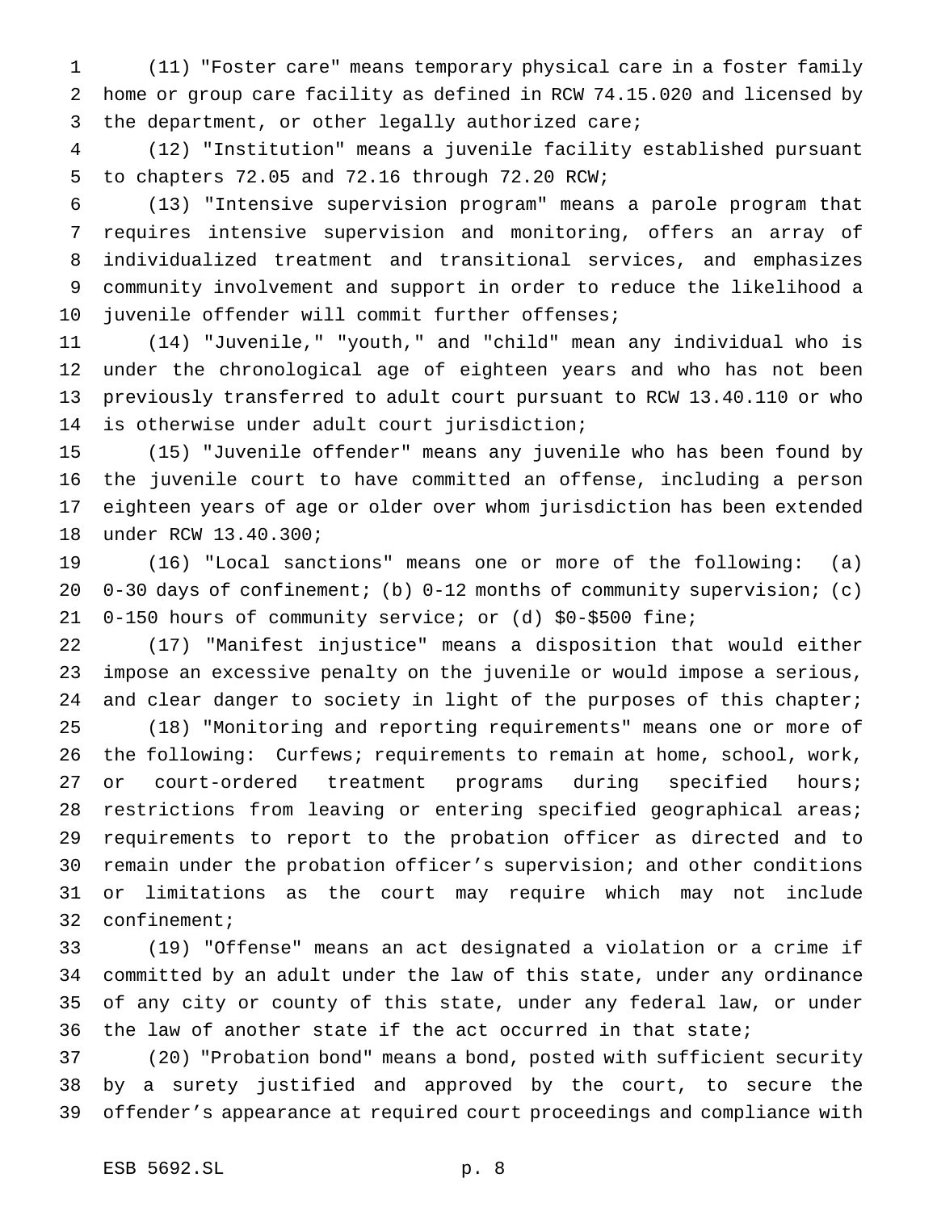(11) "Foster care" means temporary physical care in a foster family home or group care facility as defined in RCW 74.15.020 and licensed by the department, or other legally authorized care;

(12) "Institution" means a juvenile facility established pursuant to chapters 72.05 and 72.16 through 72.20 RCW;

(13) "Intensive supervision program" means a parole program that requires intensive supervision and monitoring, offers an array of individualized treatment and transitional services, and emphasizes community involvement and support in order to reduce the likelihood a juvenile offender will commit further offenses;

(14) "Juvenile," "youth," and "child" mean any individual who is under the chronological age of eighteen years and who has not been previously transferred to adult court pursuant to RCW 13.40.110 or who is otherwise under adult court jurisdiction;

(15) "Juvenile offender" means any juvenile who has been found by the juvenile court to have committed an offense, including a person eighteen years of age or older over whom jurisdiction has been extended under RCW 13.40.300;

(16) "Local sanctions" means one or more of the following: (a) 0-30 days of confinement; (b) 0-12 months of community supervision; (c) 0-150 hours of community service; or (d) $0-$500 fine;

(17) "Manifest injustice" means a disposition that would either impose an excessive penalty on the juvenile or would impose a serious, and clear danger to society in light of the purposes of this chapter;

(18) "Monitoring and reporting requirements" means one or more of the following: Curfews; requirements to remain at home, school, work, or court-ordered treatment programs during specified hours; restrictions from leaving or entering specified geographical areas; requirements to report to the probation officer as directed and to remain under the probation officer's supervision; and other conditions or limitations as the court may require which may not include confinement;

(19) "Offense" means an act designated a violation or a crime if committed by an adult under the law of this state, under any ordinance of any city or county of this state, under any federal law, or under the law of another state if the act occurred in that state;

(20) "Probation bond" means a bond, posted with sufficient security by a surety justified and approved by the court, to secure the offender's appearance at required court proceedings and compliance with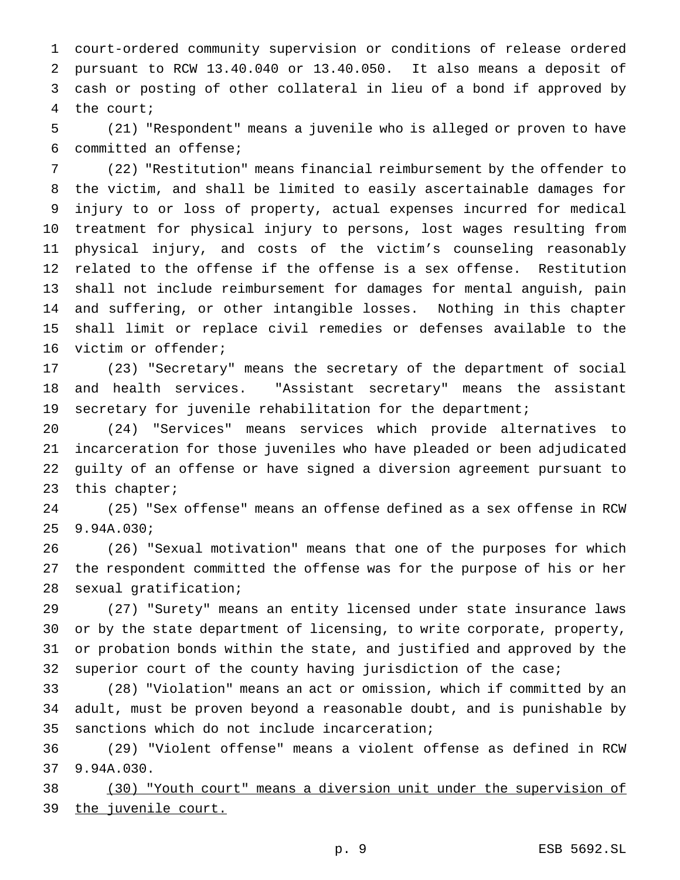court-ordered community supervision or conditions of release ordered pursuant to RCW 13.40.040 or 13.40.050. It also means a deposit of cash or posting of other collateral in lieu of a bond if approved by the court;

(21) "Respondent" means a juvenile who is alleged or proven to have committed an offense;

(22) "Restitution" means financial reimbursement by the offender to the victim, and shall be limited to easily ascertainable damages for injury to or loss of property, actual expenses incurred for medical treatment for physical injury to persons, lost wages resulting from physical injury, and costs of the victim's counseling reasonably related to the offense if the offense is a sex offense. Restitution shall not include reimbursement for damages for mental anguish, pain and suffering, or other intangible losses. Nothing in this chapter shall limit or replace civil remedies or defenses available to the victim or offender;

(23) "Secretary" means the secretary of the department of social and health services. "Assistant secretary" means the assistant secretary for juvenile rehabilitation for the department;

(24) "Services" means services which provide alternatives to incarceration for those juveniles who have pleaded or been adjudicated guilty of an offense or have signed a diversion agreement pursuant to this chapter;

(25) "Sex offense" means an offense defined as a sex offense in RCW 9.94A.030;

(26) "Sexual motivation" means that one of the purposes for which the respondent committed the offense was for the purpose of his or her sexual gratification;

(27) "Surety" means an entity licensed under state insurance laws or by the state department of licensing, to write corporate, property, or probation bonds within the state, and justified and approved by the superior court of the county having jurisdiction of the case;

(28) "Violation" means an act or omission, which if committed by an adult, must be proven beyond a reasonable doubt, and is punishable by sanctions which do not include incarceration;

(29) "Violent offense" means a violent offense as defined in RCW 9.94A.030.

<u>(30) "Youth court" means a diversion unit under the supervision of the juvenile court.</u>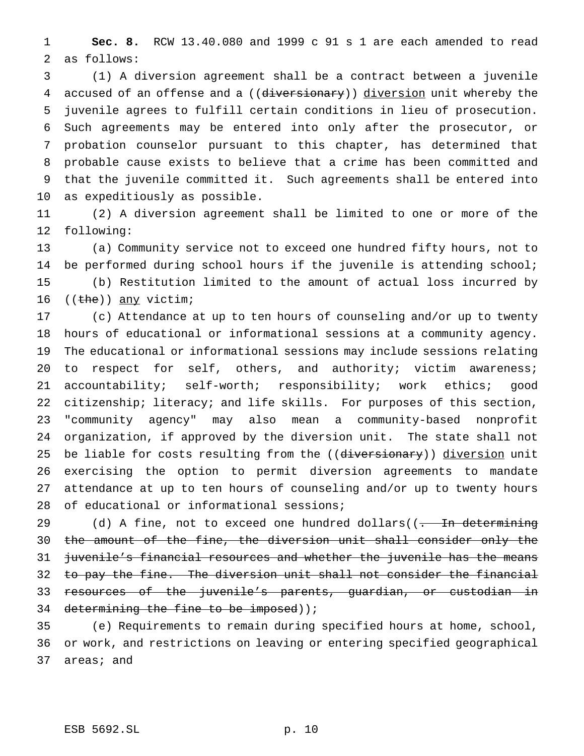**Sec. 8.** RCW 13.40.080 and 1999 c 91 s 1 are each amended to read as follows:

(1) A diversion agreement shall be a contract between a juvenile accused of an offense and a ((~~diversionary~~)) <u>diversion</u> unit whereby the juvenile agrees to fulfill certain conditions in lieu of prosecution. Such agreements may be entered into only after the prosecutor, or probation counselor pursuant to this chapter, has determined that probable cause exists to believe that a crime has been committed and that the juvenile committed it. Such agreements shall be entered into as expeditiously as possible.

(2) A diversion agreement shall be limited to one or more of the following:

(a) Community service not to exceed one hundred fifty hours, not to be performed during school hours if the juvenile is attending school;

(b) Restitution limited to the amount of actual loss incurred by ((~~the~~)) <u>any</u> victim;

(c) Attendance at up to ten hours of counseling and/or up to twenty hours of educational or informational sessions at a community agency. The educational or informational sessions may include sessions relating to respect for self, others, and authority; victim awareness; accountability; self-worth; responsibility; work ethics; good citizenship; literacy; and life skills. For purposes of this section, "community agency" may also mean a community-based nonprofit organization, if approved by the diversion unit. The state shall not be liable for costs resulting from the ((~~diversionary~~)) <u>diversion</u> unit exercising the option to permit diversion agreements to mandate attendance at up to ten hours of counseling and/or up to twenty hours of educational or informational sessions;

(d) A fine, not to exceed one hundred dollars((~~. In determining the amount of the fine, the diversion unit shall consider only the juvenile's financial resources and whether the juvenile has the means to pay the fine. The diversion unit shall not consider the financial resources of the juvenile's parents, guardian, or custodian in determining the fine to be imposed~~));

(e) Requirements to remain during specified hours at home, school, or work, and restrictions on leaving or entering specified geographical areas; and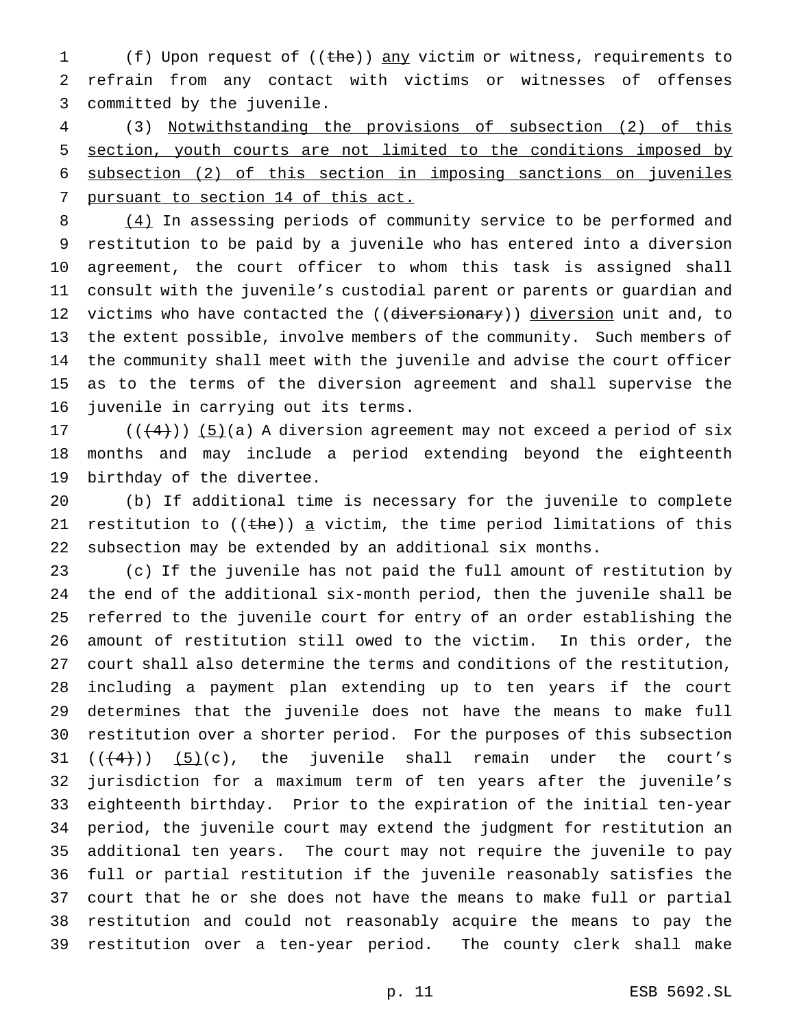(f) Upon request of ((~~the~~)) <u>any</u> victim or witness, requirements to refrain from any contact with victims or witnesses of offenses committed by the juvenile.

(3) <u>Notwithstanding the provisions of subsection (2) of this section, youth courts are not limited to the conditions imposed by subsection (2) of this section in imposing sanctions on juveniles pursuant to section 14 of this act.</u>

<u>(4)</u> In assessing periods of community service to be performed and restitution to be paid by a juvenile who has entered into a diversion agreement, the court officer to whom this task is assigned shall consult with the juvenile's custodial parent or parents or guardian and victims who have contacted the ((~~diversionary~~)) <u>diversion</u> unit and, to the extent possible, involve members of the community. Such members of the community shall meet with the juvenile and advise the court officer as to the terms of the diversion agreement and shall supervise the juvenile in carrying out its terms.

((~~(4)~~)) <u>(5)</u>(a) A diversion agreement may not exceed a period of six months and may include a period extending beyond the eighteenth birthday of the divertee.

(b) If additional time is necessary for the juvenile to complete restitution to ((~~the~~)) <u>a</u> victim, the time period limitations of this subsection may be extended by an additional six months.

(c) If the juvenile has not paid the full amount of restitution by the end of the additional six-month period, then the juvenile shall be referred to the juvenile court for entry of an order establishing the amount of restitution still owed to the victim. In this order, the court shall also determine the terms and conditions of the restitution, including a payment plan extending up to ten years if the court determines that the juvenile does not have the means to make full restitution over a shorter period. For the purposes of this subsection ((~~(4)~~)) <u>(5)</u>(c), the juvenile shall remain under the court's jurisdiction for a maximum term of ten years after the juvenile's eighteenth birthday. Prior to the expiration of the initial ten-year period, the juvenile court may extend the judgment for restitution an additional ten years. The court may not require the juvenile to pay full or partial restitution if the juvenile reasonably satisfies the court that he or she does not have the means to make full or partial restitution and could not reasonably acquire the means to pay the restitution over a ten-year period. The county clerk shall make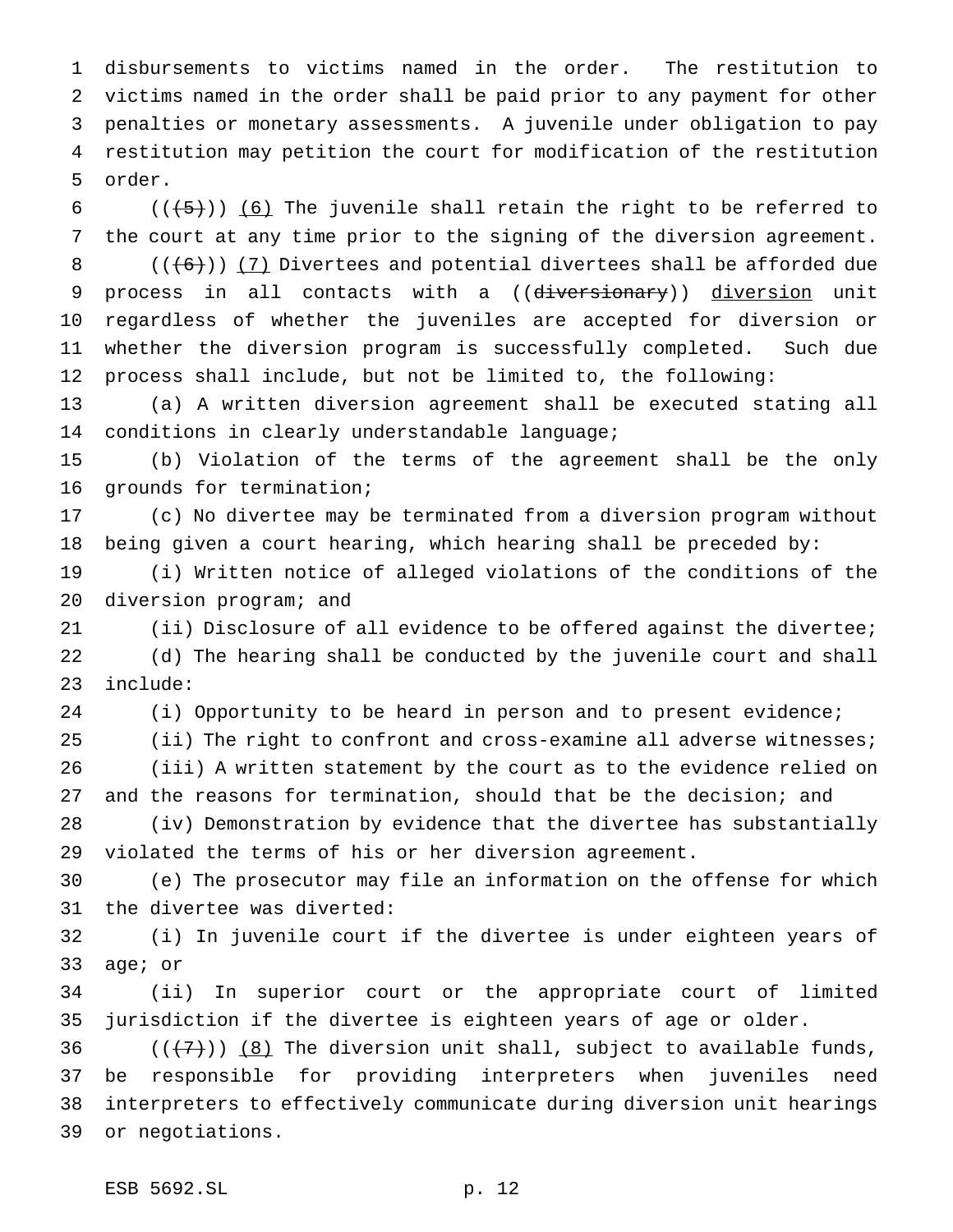disbursements to victims named in the order. The restitution to victims named in the order shall be paid prior to any payment for other penalties or monetary assessments. A juvenile under obligation to pay restitution may petition the court for modification of the restitution order.

((~~(5)~~)) (6) The juvenile shall retain the right to be referred to the court at any time prior to the signing of the diversion agreement.

((~~(6)~~)) (7) Divertees and potential divertees shall be afforded due process in all contacts with a ((~~diversionary~~)) diversion unit regardless of whether the juveniles are accepted for diversion or whether the diversion program is successfully completed. Such due process shall include, but not be limited to, the following:

(a) A written diversion agreement shall be executed stating all conditions in clearly understandable language;

(b) Violation of the terms of the agreement shall be the only grounds for termination;

(c) No divertee may be terminated from a diversion program without being given a court hearing, which hearing shall be preceded by:

(i) Written notice of alleged violations of the conditions of the diversion program; and

(ii) Disclosure of all evidence to be offered against the divertee;

(d) The hearing shall be conducted by the juvenile court and shall include:

(i) Opportunity to be heard in person and to present evidence;

(ii) The right to confront and cross-examine all adverse witnesses;

(iii) A written statement by the court as to the evidence relied on and the reasons for termination, should that be the decision; and

(iv) Demonstration by evidence that the divertee has substantially violated the terms of his or her diversion agreement.

(e) The prosecutor may file an information on the offense for which the divertee was diverted:

(i) In juvenile court if the divertee is under eighteen years of age; or

(ii) In superior court or the appropriate court of limited jurisdiction if the divertee is eighteen years of age or older.

((~~(7)~~)) (8) The diversion unit shall, subject to available funds, be responsible for providing interpreters when juveniles need interpreters to effectively communicate during diversion unit hearings or negotiations.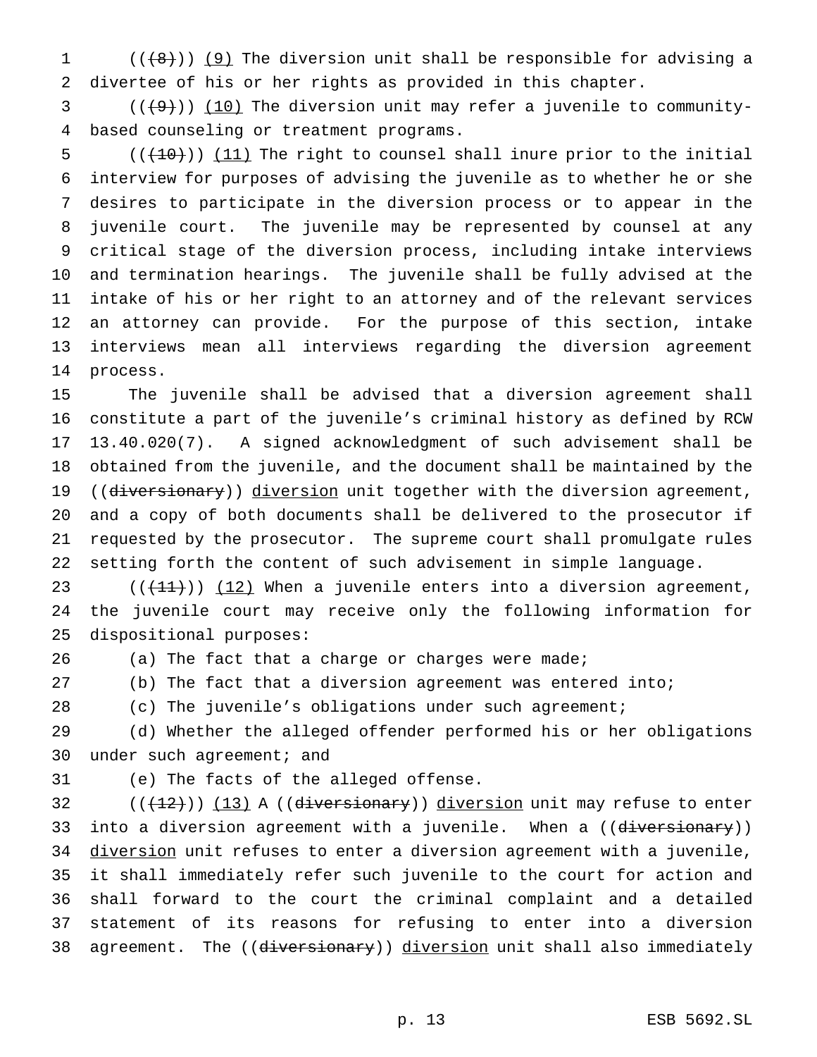((~~(8)~~)) <u>(9)</u> The diversion unit shall be responsible for advising a divertee of his or her rights as provided in this chapter.

((~~(9)~~)) <u>(10)</u> The diversion unit may refer a juvenile to community-based counseling or treatment programs.

((~~(10)~~)) <u>(11)</u> The right to counsel shall inure prior to the initial interview for purposes of advising the juvenile as to whether he or she desires to participate in the diversion process or to appear in the juvenile court. The juvenile may be represented by counsel at any critical stage of the diversion process, including intake interviews and termination hearings. The juvenile shall be fully advised at the intake of his or her right to an attorney and of the relevant services an attorney can provide. For the purpose of this section, intake interviews mean all interviews regarding the diversion agreement process.

The juvenile shall be advised that a diversion agreement shall constitute a part of the juvenile's criminal history as defined by RCW 13.40.020(7). A signed acknowledgment of such advisement shall be obtained from the juvenile, and the document shall be maintained by the ((~~diversionary~~)) <u>diversion</u> unit together with the diversion agreement, and a copy of both documents shall be delivered to the prosecutor if requested by the prosecutor. The supreme court shall promulgate rules setting forth the content of such advisement in simple language.

((~~(11)~~)) <u>(12)</u> When a juvenile enters into a diversion agreement, the juvenile court may receive only the following information for dispositional purposes:

(a) The fact that a charge or charges were made;

(b) The fact that a diversion agreement was entered into;

(c) The juvenile's obligations under such agreement;

(d) Whether the alleged offender performed his or her obligations under such agreement; and

(e) The facts of the alleged offense.

((~~(12)~~)) <u>(13)</u> A ((~~diversionary~~)) <u>diversion</u> unit may refuse to enter into a diversion agreement with a juvenile. When a ((~~diversionary~~)) <u>diversion</u> unit refuses to enter a diversion agreement with a juvenile, it shall immediately refer such juvenile to the court for action and shall forward to the court the criminal complaint and a detailed statement of its reasons for refusing to enter into a diversion agreement. The ((~~diversionary~~)) <u>diversion</u> unit shall also immediately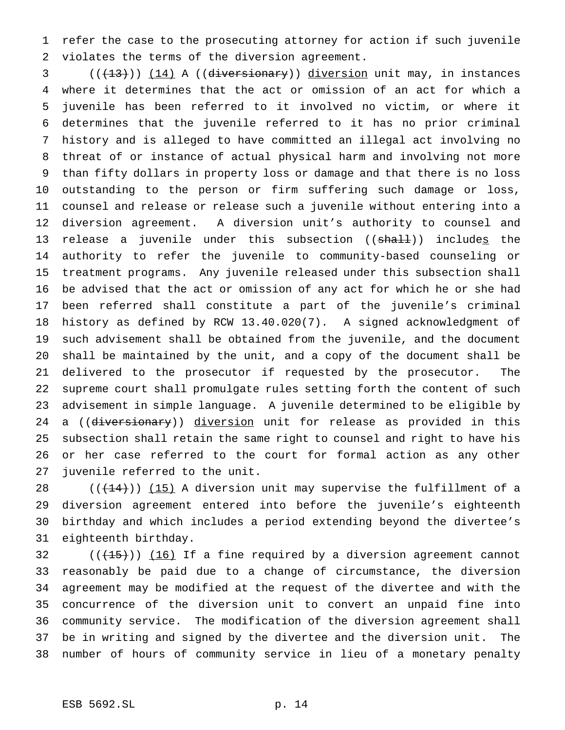refer the case to the prosecuting attorney for action if such juvenile violates the terms of the diversion agreement.

(((13))) (14) A ((diversionary)) diversion unit may, in instances where it determines that the act or omission of an act for which a juvenile has been referred to it involved no victim, or where it determines that the juvenile referred to it has no prior criminal history and is alleged to have committed an illegal act involving no threat of or instance of actual physical harm and involving not more than fifty dollars in property loss or damage and that there is no loss outstanding to the person or firm suffering such damage or loss, counsel and release or release such a juvenile without entering into a diversion agreement. A diversion unit's authority to counsel and release a juvenile under this subsection ((shall)) includes the authority to refer the juvenile to community-based counseling or treatment programs. Any juvenile released under this subsection shall be advised that the act or omission of any act for which he or she had been referred shall constitute a part of the juvenile's criminal history as defined by RCW 13.40.020(7). A signed acknowledgment of such advisement shall be obtained from the juvenile, and the document shall be maintained by the unit, and a copy of the document shall be delivered to the prosecutor if requested by the prosecutor. The supreme court shall promulgate rules setting forth the content of such advisement in simple language. A juvenile determined to be eligible by a ((diversionary)) diversion unit for release as provided in this subsection shall retain the same right to counsel and right to have his or her case referred to the court for formal action as any other juvenile referred to the unit.

(((14))) (15) A diversion unit may supervise the fulfillment of a diversion agreement entered into before the juvenile's eighteenth birthday and which includes a period extending beyond the divertee's eighteenth birthday.

(((15))) (16) If a fine required by a diversion agreement cannot reasonably be paid due to a change of circumstance, the diversion agreement may be modified at the request of the divertee and with the concurrence of the diversion unit to convert an unpaid fine into community service. The modification of the diversion agreement shall be in writing and signed by the divertee and the diversion unit. The number of hours of community service in lieu of a monetary penalty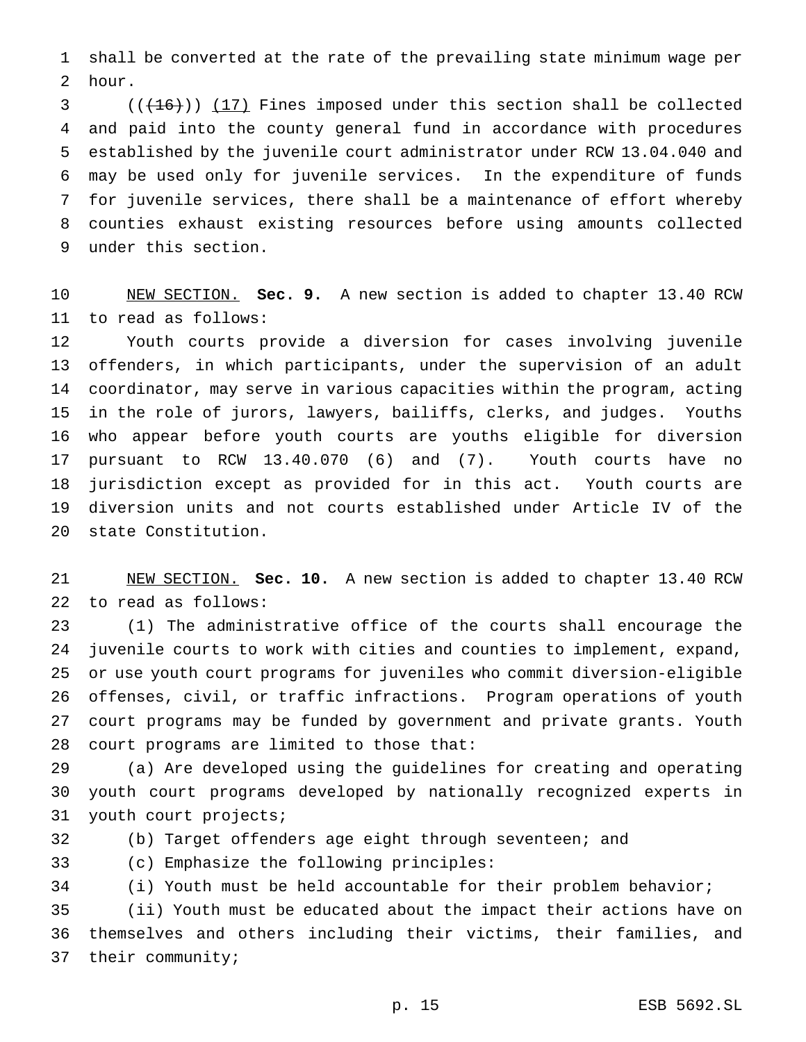shall be converted at the rate of the prevailing state minimum wage per hour.

(((16))) (17) Fines imposed under this section shall be collected and paid into the county general fund in accordance with procedures established by the juvenile court administrator under RCW 13.04.040 and may be used only for juvenile services. In the expenditure of funds for juvenile services, there shall be a maintenance of effort whereby counties exhaust existing resources before using amounts collected under this section.

NEW SECTION. **Sec. 9.** A new section is added to chapter 13.40 RCW to read as follows:

Youth courts provide a diversion for cases involving juvenile offenders, in which participants, under the supervision of an adult coordinator, may serve in various capacities within the program, acting in the role of jurors, lawyers, bailiffs, clerks, and judges. Youths who appear before youth courts are youths eligible for diversion pursuant to RCW 13.40.070 (6) and (7). Youth courts have no jurisdiction except as provided for in this act. Youth courts are diversion units and not courts established under Article IV of the state Constitution.

NEW SECTION. **Sec. 10.** A new section is added to chapter 13.40 RCW to read as follows:

(1) The administrative office of the courts shall encourage the juvenile courts to work with cities and counties to implement, expand, or use youth court programs for juveniles who commit diversion-eligible offenses, civil, or traffic infractions. Program operations of youth court programs may be funded by government and private grants. Youth court programs are limited to those that:

(a) Are developed using the guidelines for creating and operating youth court programs developed by nationally recognized experts in youth court projects;

(b) Target offenders age eight through seventeen; and

(c) Emphasize the following principles:

(i) Youth must be held accountable for their problem behavior;

(ii) Youth must be educated about the impact their actions have on themselves and others including their victims, their families, and their community;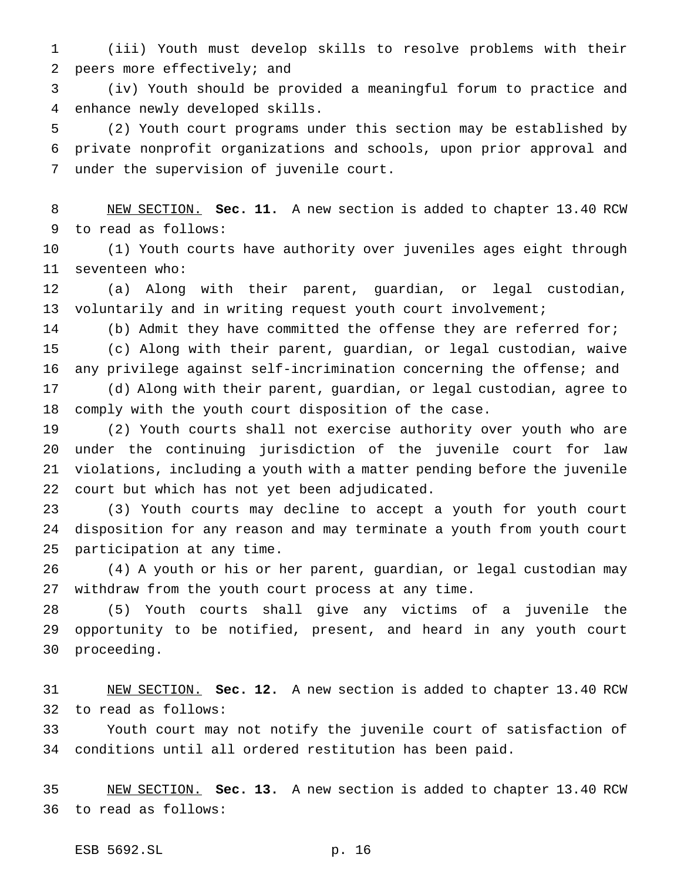(iii) Youth must develop skills to resolve problems with their peers more effectively; and

(iv) Youth should be provided a meaningful forum to practice and enhance newly developed skills.

(2) Youth court programs under this section may be established by private nonprofit organizations and schools, upon prior approval and under the supervision of juvenile court.

NEW SECTION. **Sec. 11.** A new section is added to chapter 13.40 RCW to read as follows:

(1) Youth courts have authority over juveniles ages eight through seventeen who:

(a) Along with their parent, guardian, or legal custodian, voluntarily and in writing request youth court involvement;

(b) Admit they have committed the offense they are referred for;

(c) Along with their parent, guardian, or legal custodian, waive any privilege against self-incrimination concerning the offense; and

(d) Along with their parent, guardian, or legal custodian, agree to comply with the youth court disposition of the case.

(2) Youth courts shall not exercise authority over youth who are under the continuing jurisdiction of the juvenile court for law violations, including a youth with a matter pending before the juvenile court but which has not yet been adjudicated.

(3) Youth courts may decline to accept a youth for youth court disposition for any reason and may terminate a youth from youth court participation at any time.

(4) A youth or his or her parent, guardian, or legal custodian may withdraw from the youth court process at any time.

(5) Youth courts shall give any victims of a juvenile the opportunity to be notified, present, and heard in any youth court proceeding.

NEW SECTION. **Sec. 12.** A new section is added to chapter 13.40 RCW to read as follows:

Youth court may not notify the juvenile court of satisfaction of conditions until all ordered restitution has been paid.

NEW SECTION. **Sec. 13.** A new section is added to chapter 13.40 RCW to read as follows: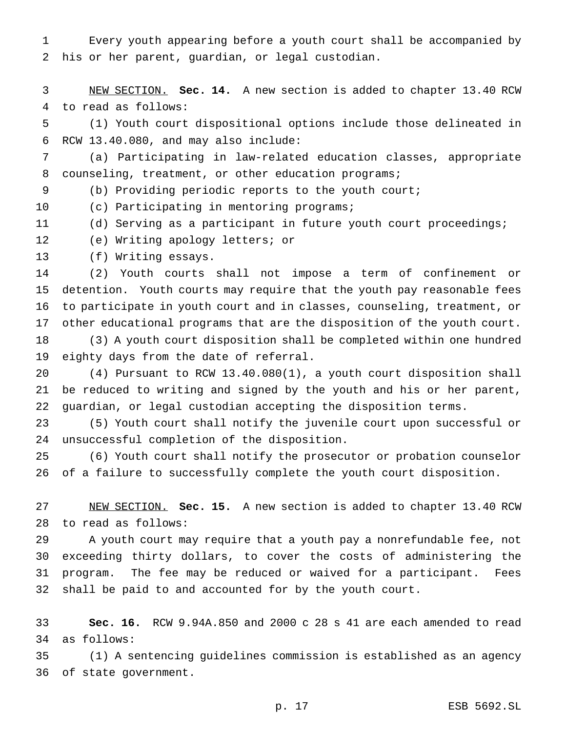Every youth appearing before a youth court shall be accompanied by his or her parent, guardian, or legal custodian.

NEW SECTION. **Sec. 14.** A new section is added to chapter 13.40 RCW to read as follows:

(1) Youth court dispositional options include those delineated in RCW 13.40.080, and may also include:

(a) Participating in law-related education classes, appropriate counseling, treatment, or other education programs;

(b) Providing periodic reports to the youth court;

(c) Participating in mentoring programs;

(d) Serving as a participant in future youth court proceedings;

(e) Writing apology letters; or

(f) Writing essays.

(2) Youth courts shall not impose a term of confinement or detention. Youth courts may require that the youth pay reasonable fees to participate in youth court and in classes, counseling, treatment, or other educational programs that are the disposition of the youth court.

(3) A youth court disposition shall be completed within one hundred eighty days from the date of referral.

(4) Pursuant to RCW 13.40.080(1), a youth court disposition shall be reduced to writing and signed by the youth and his or her parent, guardian, or legal custodian accepting the disposition terms.

(5) Youth court shall notify the juvenile court upon successful or unsuccessful completion of the disposition.

(6) Youth court shall notify the prosecutor or probation counselor of a failure to successfully complete the youth court disposition.

NEW SECTION. **Sec. 15.** A new section is added to chapter 13.40 RCW to read as follows:

A youth court may require that a youth pay a nonrefundable fee, not exceeding thirty dollars, to cover the costs of administering the program. The fee may be reduced or waived for a participant. Fees shall be paid to and accounted for by the youth court.

**Sec. 16.** RCW 9.94A.850 and 2000 c 28 s 41 are each amended to read as follows:

(1) A sentencing guidelines commission is established as an agency of state government.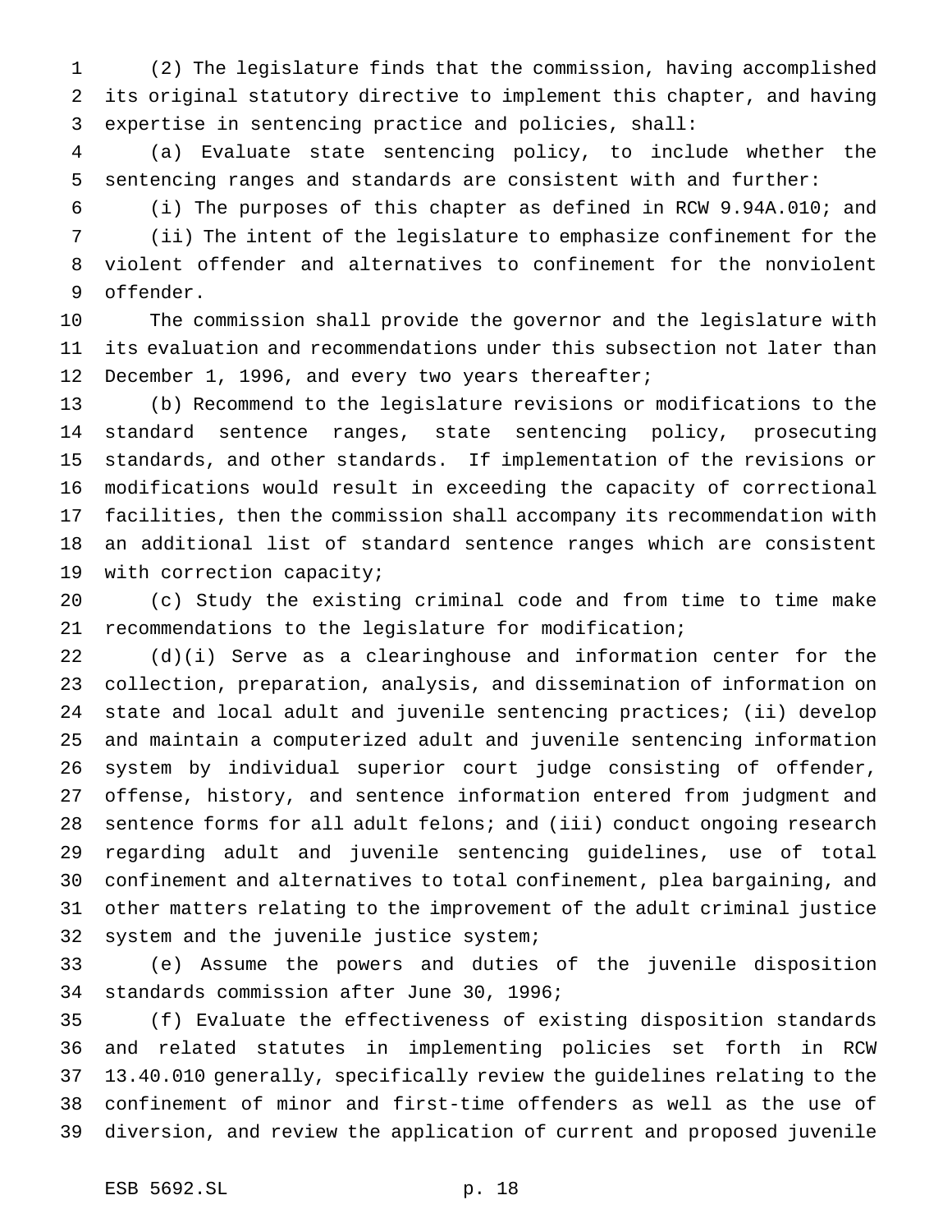(2) The legislature finds that the commission, having accomplished its original statutory directive to implement this chapter, and having expertise in sentencing practice and policies, shall:

(a) Evaluate state sentencing policy, to include whether the sentencing ranges and standards are consistent with and further:

(i) The purposes of this chapter as defined in RCW 9.94A.010; and

(ii) The intent of the legislature to emphasize confinement for the violent offender and alternatives to confinement for the nonviolent offender.

The commission shall provide the governor and the legislature with its evaluation and recommendations under this subsection not later than December 1, 1996, and every two years thereafter;

(b) Recommend to the legislature revisions or modifications to the standard sentence ranges, state sentencing policy, prosecuting standards, and other standards. If implementation of the revisions or modifications would result in exceeding the capacity of correctional facilities, then the commission shall accompany its recommendation with an additional list of standard sentence ranges which are consistent with correction capacity;

(c) Study the existing criminal code and from time to time make recommendations to the legislature for modification;

(d)(i) Serve as a clearinghouse and information center for the collection, preparation, analysis, and dissemination of information on state and local adult and juvenile sentencing practices; (ii) develop and maintain a computerized adult and juvenile sentencing information system by individual superior court judge consisting of offender, offense, history, and sentence information entered from judgment and sentence forms for all adult felons; and (iii) conduct ongoing research regarding adult and juvenile sentencing guidelines, use of total confinement and alternatives to total confinement, plea bargaining, and other matters relating to the improvement of the adult criminal justice system and the juvenile justice system;

(e) Assume the powers and duties of the juvenile disposition standards commission after June 30, 1996;

(f) Evaluate the effectiveness of existing disposition standards and related statutes in implementing policies set forth in RCW 13.40.010 generally, specifically review the guidelines relating to the confinement of minor and first-time offenders as well as the use of diversion, and review the application of current and proposed juvenile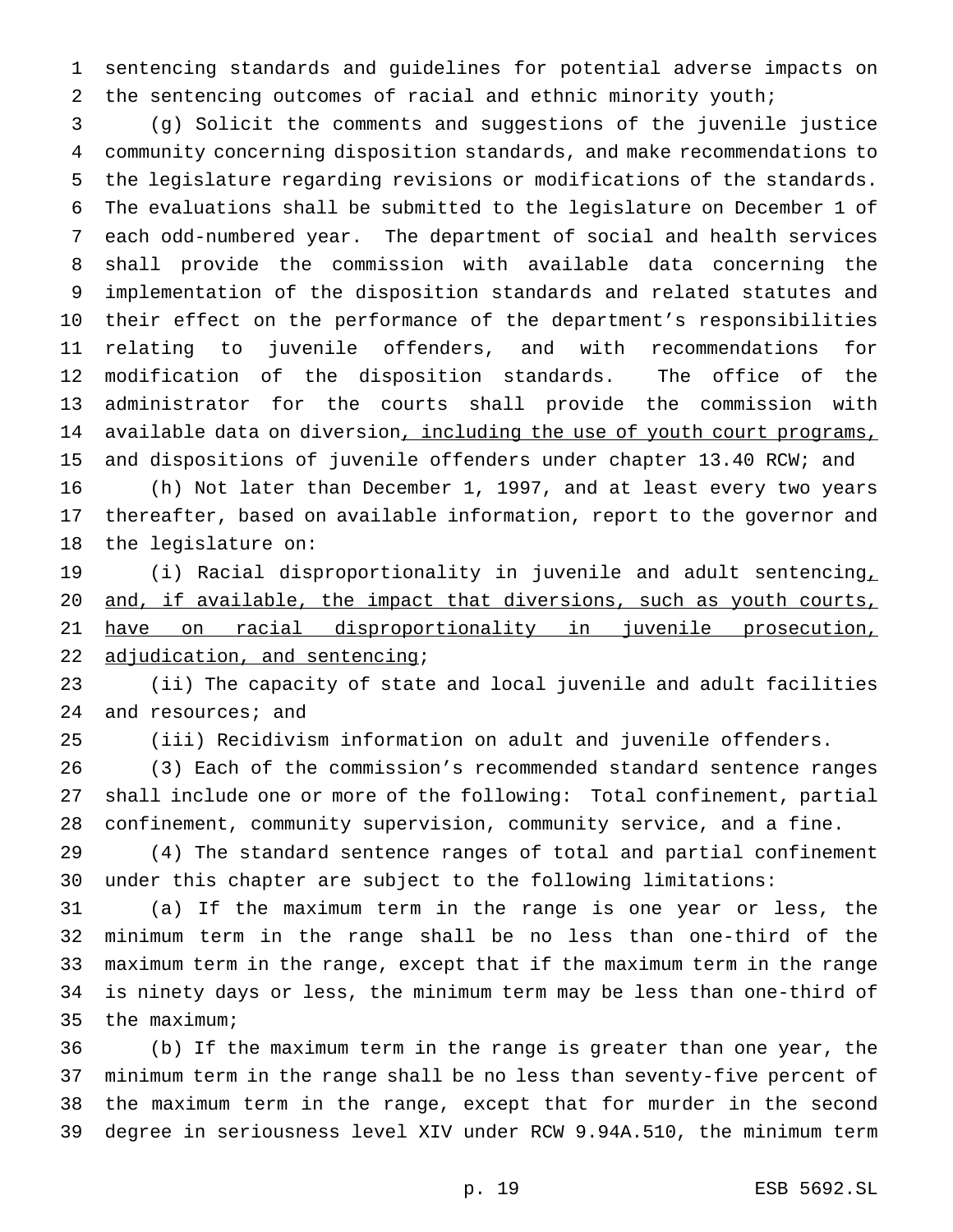sentencing standards and guidelines for potential adverse impacts on the sentencing outcomes of racial and ethnic minority youth;

(g) Solicit the comments and suggestions of the juvenile justice community concerning disposition standards, and make recommendations to the legislature regarding revisions or modifications of the standards. The evaluations shall be submitted to the legislature on December 1 of each odd-numbered year. The department of social and health services shall provide the commission with available data concerning the implementation of the disposition standards and related statutes and their effect on the performance of the department's responsibilities relating to juvenile offenders, and with recommendations for modification of the disposition standards. The office of the administrator for the courts shall provide the commission with available data on diversion, including the use of youth court programs, and dispositions of juvenile offenders under chapter 13.40 RCW; and

(h) Not later than December 1, 1997, and at least every two years thereafter, based on available information, report to the governor and the legislature on:

(i) Racial disproportionality in juvenile and adult sentencing, and, if available, the impact that diversions, such as youth courts, have on racial disproportionality in juvenile prosecution, adjudication, and sentencing;

(ii) The capacity of state and local juvenile and adult facilities and resources; and

(iii) Recidivism information on adult and juvenile offenders.

(3) Each of the commission's recommended standard sentence ranges shall include one or more of the following: Total confinement, partial confinement, community supervision, community service, and a fine.

(4) The standard sentence ranges of total and partial confinement under this chapter are subject to the following limitations:

(a) If the maximum term in the range is one year or less, the minimum term in the range shall be no less than one-third of the maximum term in the range, except that if the maximum term in the range is ninety days or less, the minimum term may be less than one-third of the maximum;

(b) If the maximum term in the range is greater than one year, the minimum term in the range shall be no less than seventy-five percent of the maximum term in the range, except that for murder in the second degree in seriousness level XIV under RCW 9.94A.510, the minimum term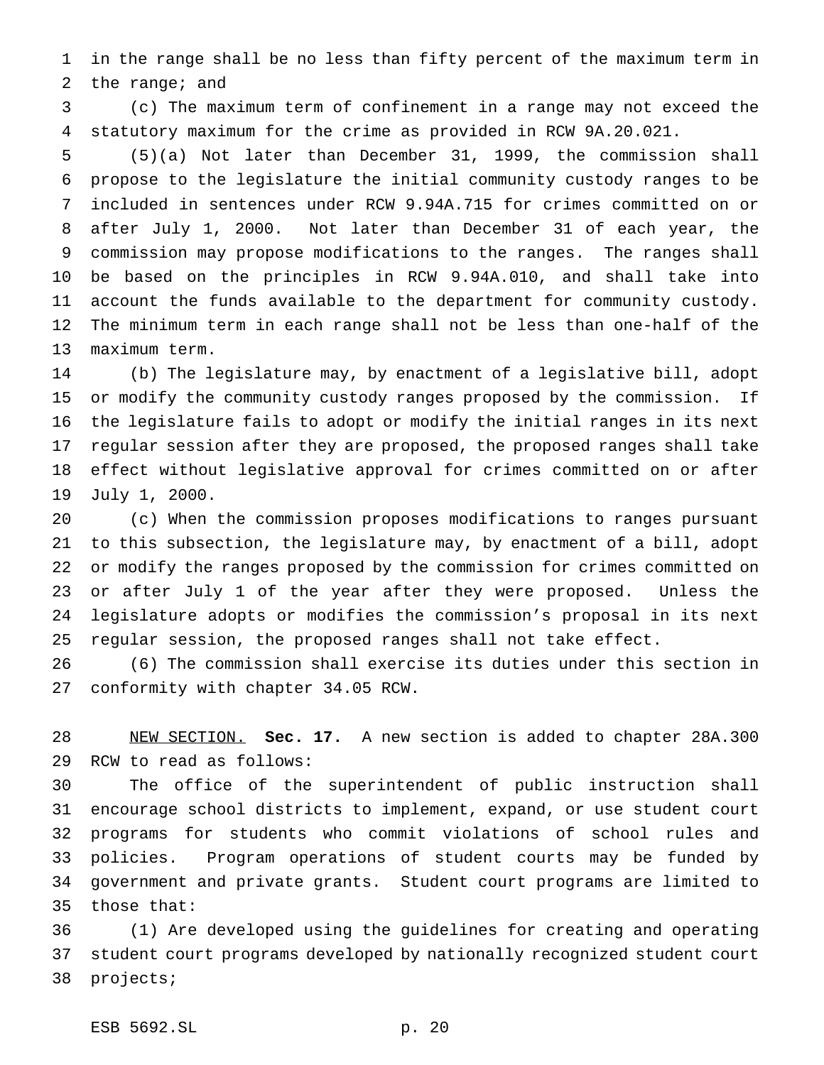in the range shall be no less than fifty percent of the maximum term in the range; and

(c) The maximum term of confinement in a range may not exceed the statutory maximum for the crime as provided in RCW 9A.20.021.

(5)(a) Not later than December 31, 1999, the commission shall propose to the legislature the initial community custody ranges to be included in sentences under RCW 9.94A.715 for crimes committed on or after July 1, 2000. Not later than December 31 of each year, the commission may propose modifications to the ranges. The ranges shall be based on the principles in RCW 9.94A.010, and shall take into account the funds available to the department for community custody. The minimum term in each range shall not be less than one-half of the maximum term.

(b) The legislature may, by enactment of a legislative bill, adopt or modify the community custody ranges proposed by the commission. If the legislature fails to adopt or modify the initial ranges in its next regular session after they are proposed, the proposed ranges shall take effect without legislative approval for crimes committed on or after July 1, 2000.

(c) When the commission proposes modifications to ranges pursuant to this subsection, the legislature may, by enactment of a bill, adopt or modify the ranges proposed by the commission for crimes committed on or after July 1 of the year after they were proposed. Unless the legislature adopts or modifies the commission's proposal in its next regular session, the proposed ranges shall not take effect.

(6) The commission shall exercise its duties under this section in conformity with chapter 34.05 RCW.

NEW SECTION. **Sec. 17.** A new section is added to chapter 28A.300 RCW to read as follows:

The office of the superintendent of public instruction shall encourage school districts to implement, expand, or use student court programs for students who commit violations of school rules and policies. Program operations of student courts may be funded by government and private grants. Student court programs are limited to those that:

(1) Are developed using the guidelines for creating and operating student court programs developed by nationally recognized student court projects;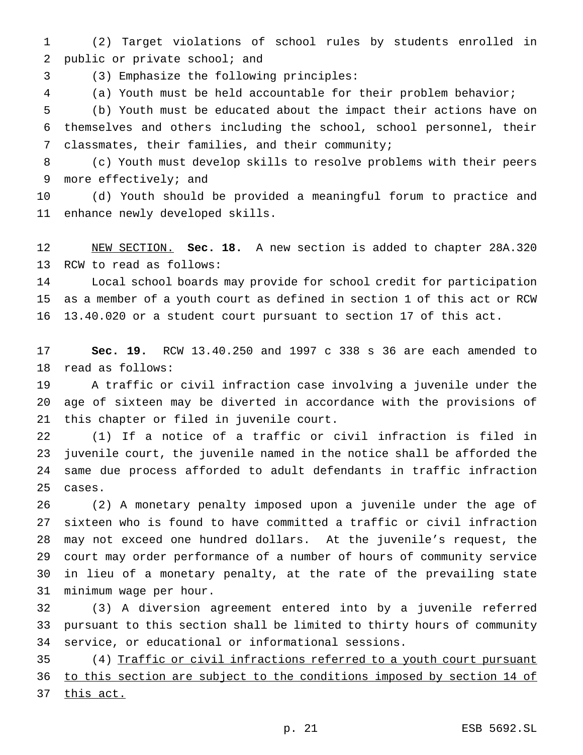(2) Target violations of school rules by students enrolled in public or private school; and

(3) Emphasize the following principles:

(a) Youth must be held accountable for their problem behavior;

(b) Youth must be educated about the impact their actions have on themselves and others including the school, school personnel, their classmates, their families, and their community;

(c) Youth must develop skills to resolve problems with their peers more effectively; and

(d) Youth should be provided a meaningful forum to practice and enhance newly developed skills.

NEW SECTION. **Sec. 18.** A new section is added to chapter 28A.320 RCW to read as follows:

Local school boards may provide for school credit for participation as a member of a youth court as defined in section 1 of this act or RCW 13.40.020 or a student court pursuant to section 17 of this act.

**Sec. 19.** RCW 13.40.250 and 1997 c 338 s 36 are each amended to read as follows:

A traffic or civil infraction case involving a juvenile under the age of sixteen may be diverted in accordance with the provisions of this chapter or filed in juvenile court.

(1) If a notice of a traffic or civil infraction is filed in juvenile court, the juvenile named in the notice shall be afforded the same due process afforded to adult defendants in traffic infraction cases.

(2) A monetary penalty imposed upon a juvenile under the age of sixteen who is found to have committed a traffic or civil infraction may not exceed one hundred dollars. At the juvenile's request, the court may order performance of a number of hours of community service in lieu of a monetary penalty, at the rate of the prevailing state minimum wage per hour.

(3) A diversion agreement entered into by a juvenile referred pursuant to this section shall be limited to thirty hours of community service, or educational or informational sessions.

(4) Traffic or civil infractions referred to a youth court pursuant to this section are subject to the conditions imposed by section 14 of this act.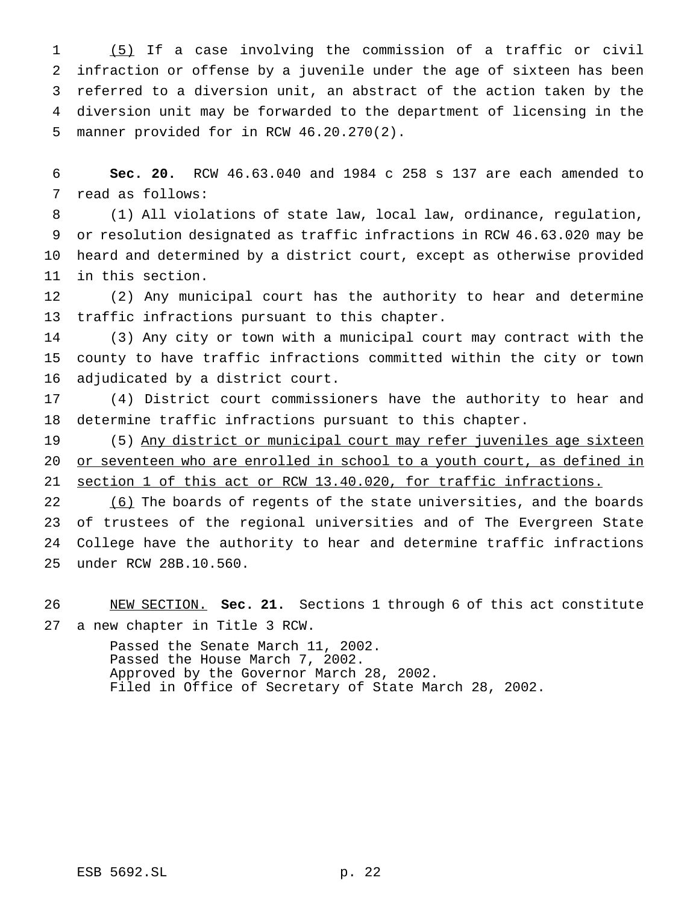(5) If a case involving the commission of a traffic or civil infraction or offense by a juvenile under the age of sixteen has been referred to a diversion unit, an abstract of the action taken by the diversion unit may be forwarded to the department of licensing in the manner provided for in RCW 46.20.270(2).

**Sec. 20.** RCW 46.63.040 and 1984 c 258 s 137 are each amended to read as follows:

(1) All violations of state law, local law, ordinance, regulation, or resolution designated as traffic infractions in RCW 46.63.020 may be heard and determined by a district court, except as otherwise provided in this section.

(2) Any municipal court has the authority to hear and determine traffic infractions pursuant to this chapter.

(3) Any city or town with a municipal court may contract with the county to have traffic infractions committed within the city or town adjudicated by a district court.

(4) District court commissioners have the authority to hear and determine traffic infractions pursuant to this chapter.

(5) Any district or municipal court may refer juveniles age sixteen or seventeen who are enrolled in school to a youth court, as defined in section 1 of this act or RCW 13.40.020, for traffic infractions.

(6) The boards of regents of the state universities, and the boards of trustees of the regional universities and of The Evergreen State College have the authority to hear and determine traffic infractions under RCW 28B.10.560.

NEW SECTION. **Sec. 21.** Sections 1 through 6 of this act constitute a new chapter in Title 3 RCW.

Passed the Senate March 11, 2002.
Passed the House March 7, 2002.
Approved by the Governor March 28, 2002.
Filed in Office of Secretary of State March 28, 2002.